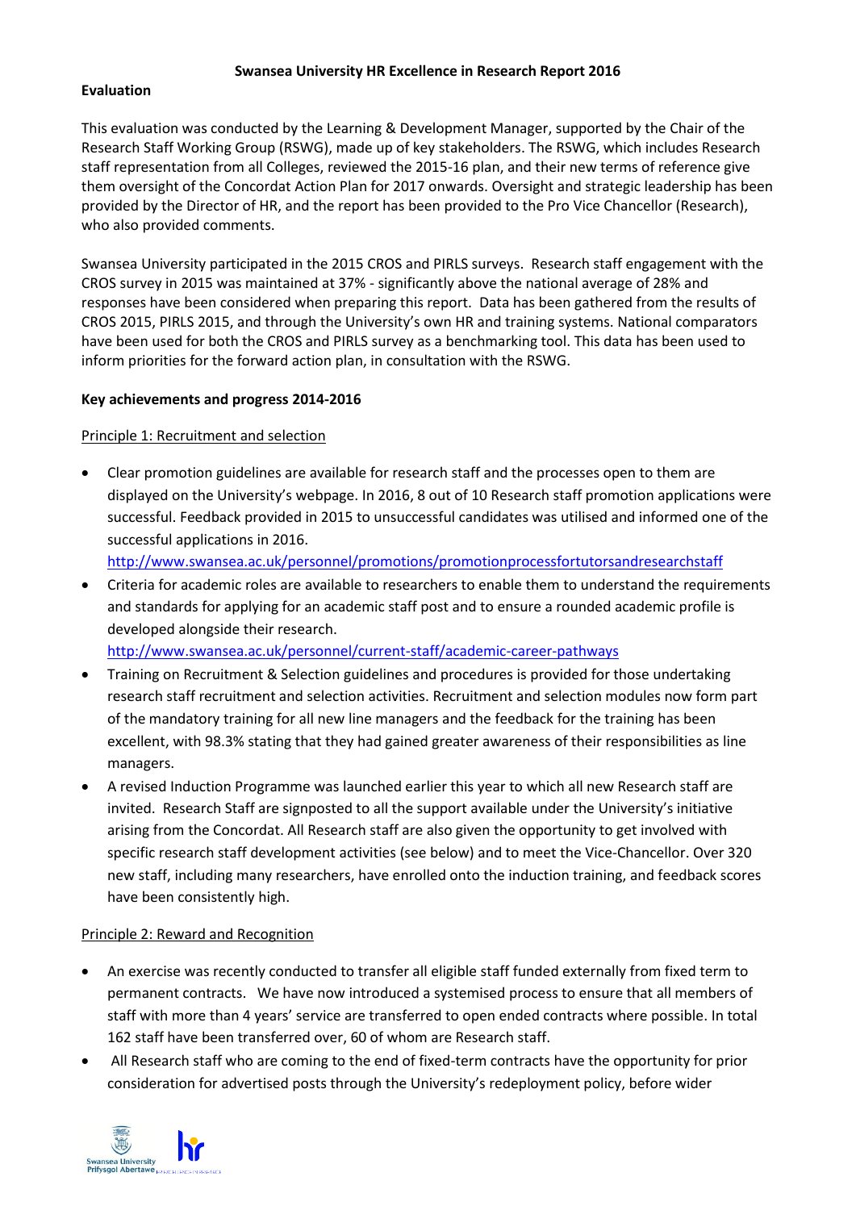# Swansea University HR Excellence in Research Report 2016

## Evaluation

This evaluation was conducted by the Learning & Development Manager, supported by the Chair of the Research Staff Working Group (RSWG), made up of key stakeholders. The RSWG, which includes Research staff representation from all Colleges, reviewed the 2015-16 plan, and their new terms of reference give them oversight of the Concordat Action Plan for 2017 onwards. Oversight and strategic leadership has been provided by the Director of HR, and the report has been provided to the Pro Vice Chancellor (Research), who also provided comments.

Swansea University participated in the 2015 CROS and PIRLS surveys. Research staff engagement with the CROS survey in 2015 was maintained at 37% - significantly above the national average of 28% and responses have been considered when preparing this report. Data has been gathered from the results of CROS 2015, PIRLS 2015, and through the University's own HR and training systems. National comparators have been used for both the CROS and PIRLS survey as a benchmarking tool. This data has been used to inform priorities for the forward action plan, in consultation with the RSWG.

## Key achievements and progress 2014-2016

### Principle 1: Recruitment and selection

- Clear promotion guidelines are available for research staff and the processes open to them are displayed on the University's webpage. In 2016, 8 out of 10 Research staff promotion applications were successful. Feedback provided in 2015 to unsuccessful candidates was utilised and informed one of the successful applications in 2016.
  http://www.swansea.ac.uk/personnel/promotions/promotionprocessfortutorsandresearchstaff
- Criteria for academic roles are available to researchers to enable them to understand the requirements and standards for applying for an academic staff post and to ensure a rounded academic profile is developed alongside their research.
  http://www.swansea.ac.uk/personnel/current-staff/academic-career-pathways
- Training on Recruitment & Selection guidelines and procedures is provided for those undertaking research staff recruitment and selection activities. Recruitment and selection modules now form part of the mandatory training for all new line managers and the feedback for the training has been excellent, with 98.3% stating that they had gained greater awareness of their responsibilities as line managers.
- A revised Induction Programme was launched earlier this year to which all new Research staff are invited. Research Staff are signposted to all the support available under the University's initiative arising from the Concordat. All Research staff are also given the opportunity to get involved with specific research staff development activities (see below) and to meet the Vice-Chancellor. Over 320 new staff, including many researchers, have enrolled onto the induction training, and feedback scores have been consistently high.

### Principle 2: Reward and Recognition

- An exercise was recently conducted to transfer all eligible staff funded externally from fixed term to permanent contracts. We have now introduced a systemised process to ensure that all members of staff with more than 4 years' service are transferred to open ended contracts where possible. In total 162 staff have been transferred over, 60 of whom are Research staff.
- All Research staff who are coming to the end of fixed-term contracts have the opportunity for prior consideration for advertised posts through the University's redeployment policy, before wider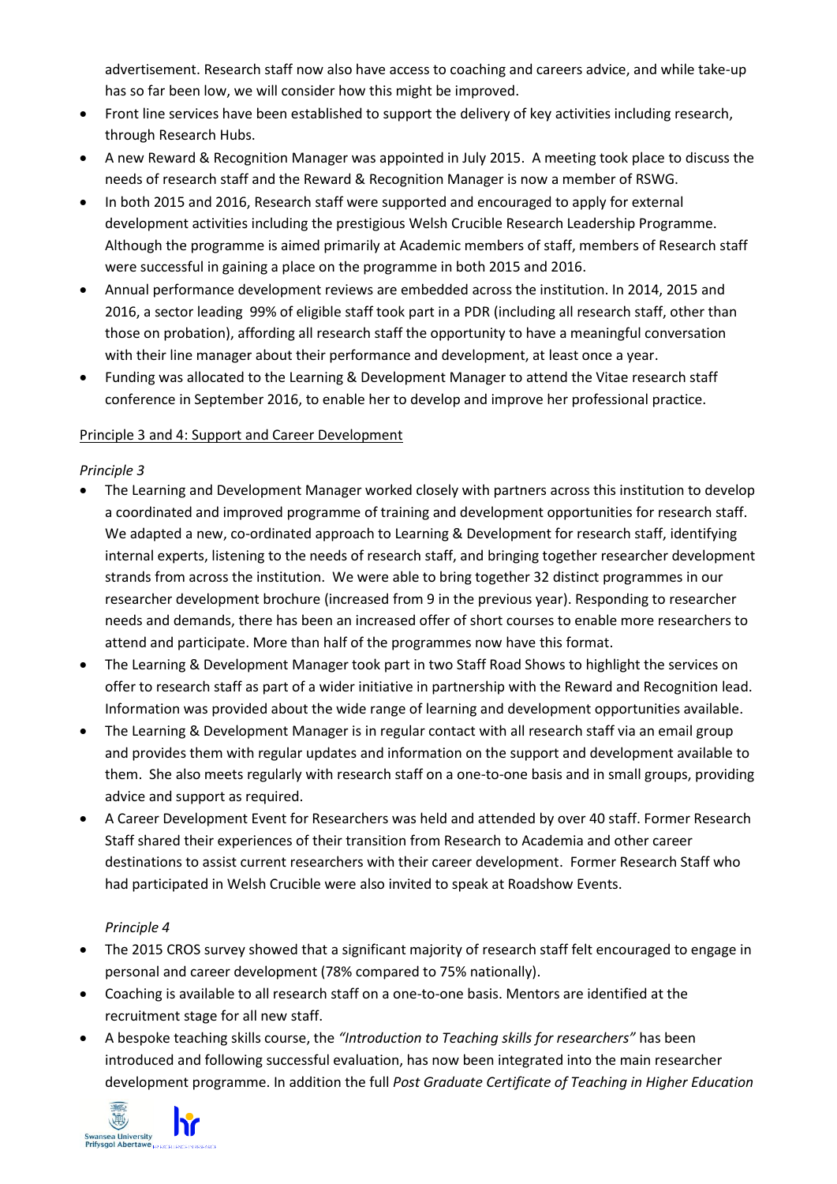advertisement. Research staff now also have access to coaching and careers advice, and while take-up has so far been low, we will consider how this might be improved.

- Front line services have been established to support the delivery of key activities including research, through Research Hubs.
- A new Reward & Recognition Manager was appointed in July 2015. A meeting took place to discuss the needs of research staff and the Reward & Recognition Manager is now a member of RSWG.
- In both 2015 and 2016, Research staff were supported and encouraged to apply for external development activities including the prestigious Welsh Crucible Research Leadership Programme. Although the programme is aimed primarily at Academic members of staff, members of Research staff were successful in gaining a place on the programme in both 2015 and 2016.
- Annual performance development reviews are embedded across the institution. In 2014, 2015 and 2016, a sector leading 99% of eligible staff took part in a PDR (including all research staff, other than those on probation), affording all research staff the opportunity to have a meaningful conversation with their line manager about their performance and development, at least once a year.
- Funding was allocated to the Learning & Development Manager to attend the Vitae research staff conference in September 2016, to enable her to develop and improve her professional practice.

<u>Principle 3 and 4: Support and Career Development</u>

*Principle 3*

- The Learning and Development Manager worked closely with partners across this institution to develop a coordinated and improved programme of training and development opportunities for research staff. We adapted a new, co-ordinated approach to Learning & Development for research staff, identifying internal experts, listening to the needs of research staff, and bringing together researcher development strands from across the institution. We were able to bring together 32 distinct programmes in our researcher development brochure (increased from 9 in the previous year). Responding to researcher needs and demands, there has been an increased offer of short courses to enable more researchers to attend and participate. More than half of the programmes now have this format.
- The Learning & Development Manager took part in two Staff Road Shows to highlight the services on offer to research staff as part of a wider initiative in partnership with the Reward and Recognition lead. Information was provided about the wide range of learning and development opportunities available.
- The Learning & Development Manager is in regular contact with all research staff via an email group and provides them with regular updates and information on the support and development available to them. She also meets regularly with research staff on a one-to-one basis and in small groups, providing advice and support as required.
- A Career Development Event for Researchers was held and attended by over 40 staff. Former Research Staff shared their experiences of their transition from Research to Academia and other career destinations to assist current researchers with their career development. Former Research Staff who had participated in Welsh Crucible were also invited to speak at Roadshow Events.

*Principle 4*

- The 2015 CROS survey showed that a significant majority of research staff felt encouraged to engage in personal and career development (78% compared to 75% nationally).
- Coaching is available to all research staff on a one-to-one basis. Mentors are identified at the recruitment stage for all new staff.
- A bespoke teaching skills course, the *"Introduction to Teaching skills for researchers"* has been introduced and following successful evaluation, has now been integrated into the main researcher development programme. In addition the full *Post Graduate Certificate of Teaching in Higher Education*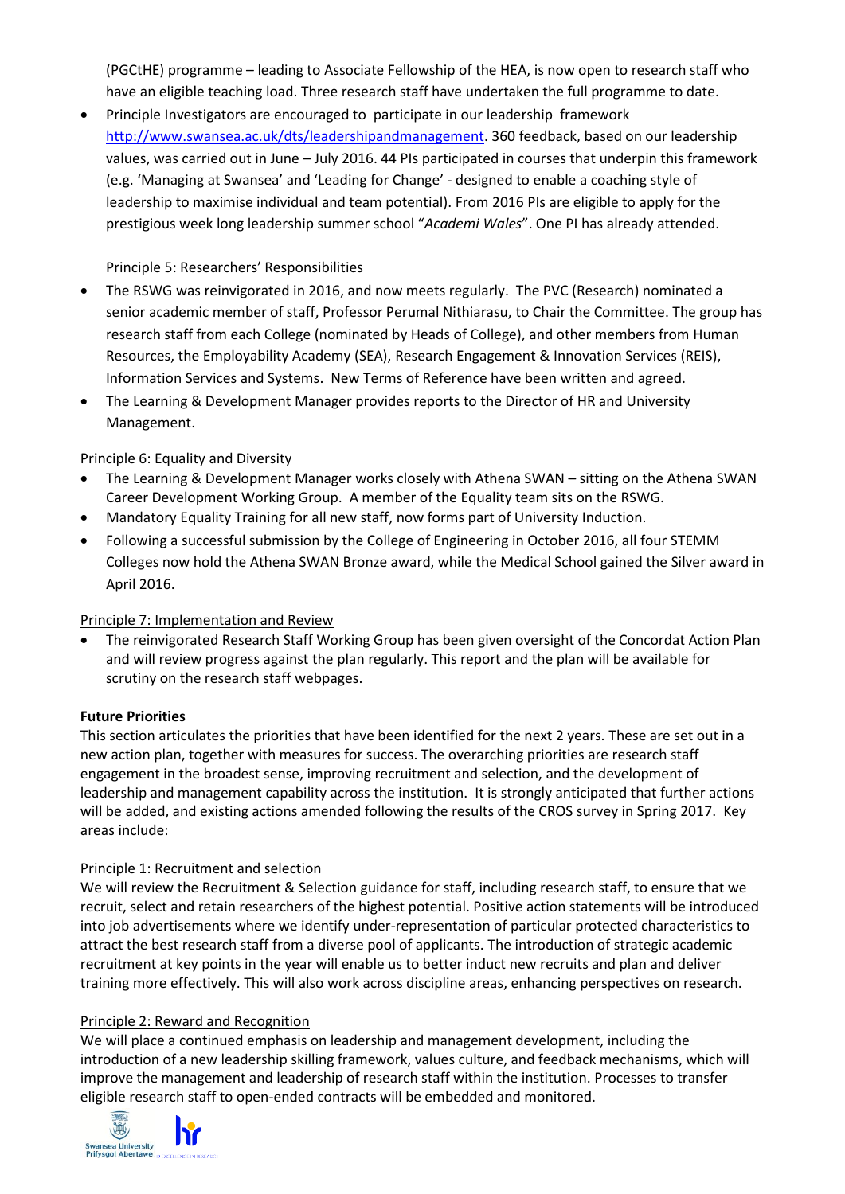(PGCtHE) programme – leading to Associate Fellowship of the HEA, is now open to research staff who have an eligible teaching load. Three research staff have undertaken the full programme to date.

- Principle Investigators are encouraged to participate in our leadership framework [http://www.swansea.ac.uk/dts/leadershipandmanagement](http://www.swansea.ac.uk/dts/leadershipandmanagement). 360 feedback, based on our leadership values, was carried out in June – July 2016. 44 PIs participated in courses that underpin this framework (e.g. 'Managing at Swansea' and 'Leading for Change' - designed to enable a coaching style of leadership to maximise individual and team potential). From 2016 PIs are eligible to apply for the prestigious week long leadership summer school "*Academi Wales*". One PI has already attended.

Principle 5: Researchers' Responsibilities

- The RSWG was reinvigorated in 2016, and now meets regularly. The PVC (Research) nominated a senior academic member of staff, Professor Perumal Nithiarasu, to Chair the Committee. The group has research staff from each College (nominated by Heads of College), and other members from Human Resources, the Employability Academy (SEA), Research Engagement & Innovation Services (REIS), Information Services and Systems. New Terms of Reference have been written and agreed.
- The Learning & Development Manager provides reports to the Director of HR and University Management.

Principle 6: Equality and Diversity

- The Learning & Development Manager works closely with Athena SWAN – sitting on the Athena SWAN Career Development Working Group. A member of the Equality team sits on the RSWG.
- Mandatory Equality Training for all new staff, now forms part of University Induction.
- Following a successful submission by the College of Engineering in October 2016, all four STEMM Colleges now hold the Athena SWAN Bronze award, while the Medical School gained the Silver award in April 2016.

Principle 7: Implementation and Review

- The reinvigorated Research Staff Working Group has been given oversight of the Concordat Action Plan and will review progress against the plan regularly. This report and the plan will be available for scrutiny on the research staff webpages.

**Future Priorities**

This section articulates the priorities that have been identified for the next 2 years. These are set out in a new action plan, together with measures for success. The overarching priorities are research staff engagement in the broadest sense, improving recruitment and selection, and the development of leadership and management capability across the institution. It is strongly anticipated that further actions will be added, and existing actions amended following the results of the CROS survey in Spring 2017. Key areas include:

Principle 1: Recruitment and selection

We will review the Recruitment & Selection guidance for staff, including research staff, to ensure that we recruit, select and retain researchers of the highest potential. Positive action statements will be introduced into job advertisements where we identify under-representation of particular protected characteristics to attract the best research staff from a diverse pool of applicants. The introduction of strategic academic recruitment at key points in the year will enable us to better induct new recruits and plan and deliver training more effectively. This will also work across discipline areas, enhancing perspectives on research.

Principle 2: Reward and Recognition

We will place a continued emphasis on leadership and management development, including the introduction of a new leadership skilling framework, values culture, and feedback mechanisms, which will improve the management and leadership of research staff within the institution. Processes to transfer eligible research staff to open-ended contracts will be embedded and monitored.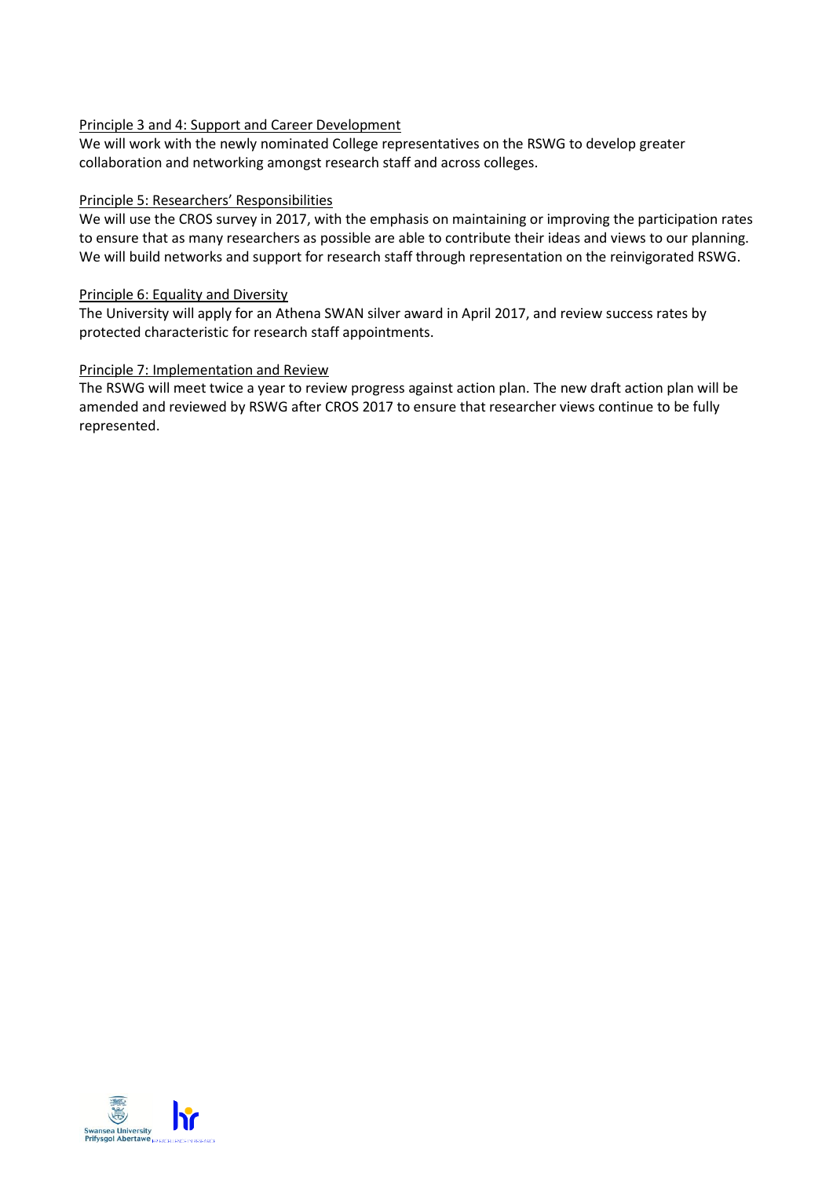Principle 3 and 4: Support and Career Development

We will work with the newly nominated College representatives on the RSWG to develop greater collaboration and networking amongst research staff and across colleges.

Principle 5: Researchers' Responsibilities

We will use the CROS survey in 2017, with the emphasis on maintaining or improving the participation rates to ensure that as many researchers as possible are able to contribute their ideas and views to our planning. We will build networks and support for research staff through representation on the reinvigorated RSWG.

Principle 6: Equality and Diversity

The University will apply for an Athena SWAN silver award in April 2017, and review success rates by protected characteristic for research staff appointments.

Principle 7: Implementation and Review

The RSWG will meet twice a year to review progress against action plan. The new draft action plan will be amended and reviewed by RSWG after CROS 2017 to ensure that researcher views continue to be fully represented.